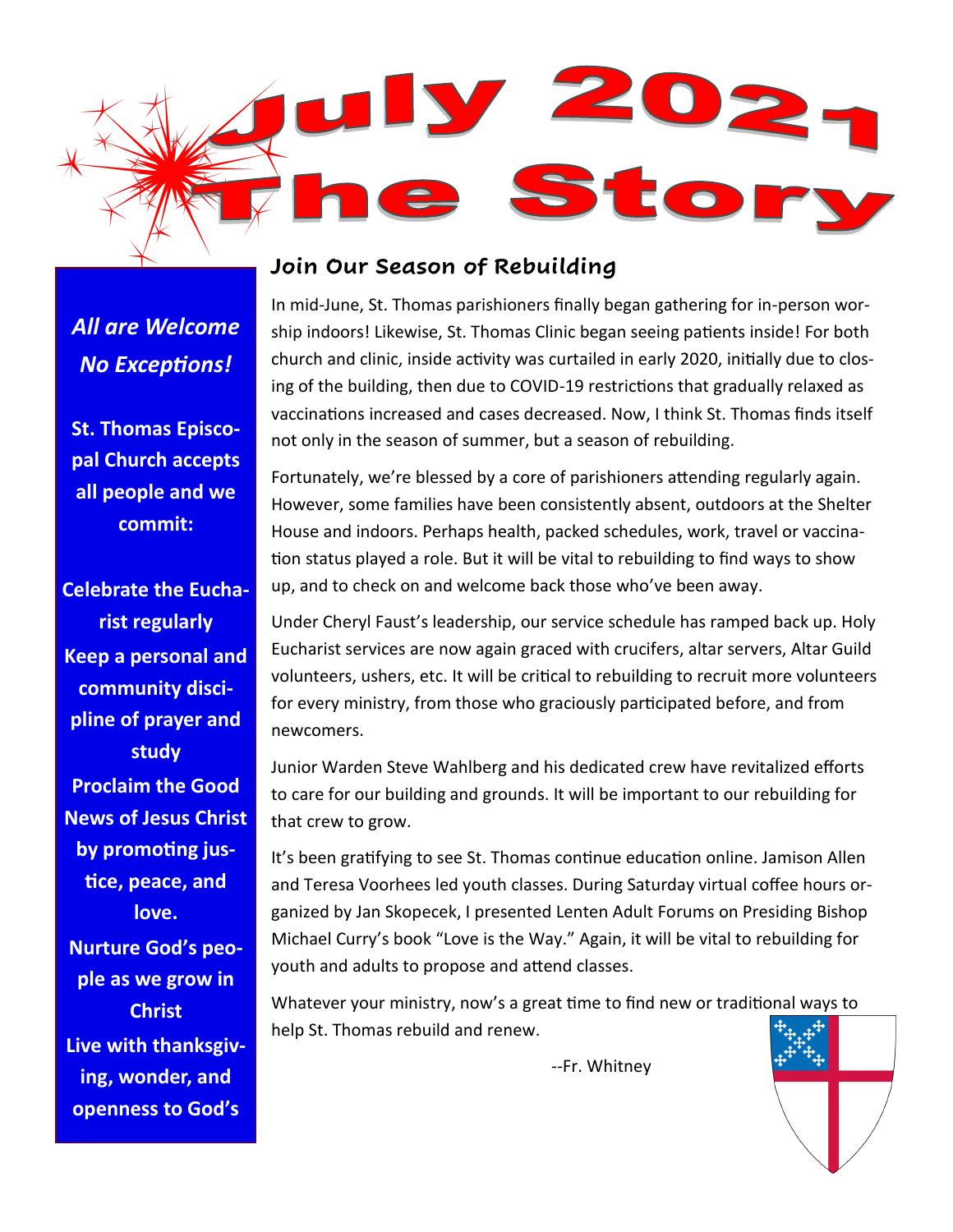# July 2021

# The Story

*All are Welcome*

*No Exceptions!*

**St. Thomas Episcopal Church accepts all people and we commit:**

**Celebrate the Eucharist regularly**
**Keep a personal and community discipline of prayer and study**
**Proclaim the Good News of Jesus Christ by promoting justice, peace, and love.**
**Nurture God's people as we grow in Christ**
**Live with thanksgiving, wonder, and openness to God's**

## Join Our Season of Rebuilding

In mid-June, St. Thomas parishioners finally began gathering for in-person worship indoors! Likewise, St. Thomas Clinic began seeing patients inside! For both church and clinic, inside activity was curtailed in early 2020, initially due to closing of the building, then due to COVID-19 restrictions that gradually relaxed as vaccinations increased and cases decreased. Now, I think St. Thomas finds itself not only in the season of summer, but a season of rebuilding.

Fortunately, we're blessed by a core of parishioners attending regularly again. However, some families have been consistently absent, outdoors at the Shelter House and indoors. Perhaps health, packed schedules, work, travel or vaccination status played a role. But it will be vital to rebuilding to find ways to show up, and to check on and welcome back those who've been away.

Under Cheryl Faust's leadership, our service schedule has ramped back up. Holy Eucharist services are now again graced with crucifers, altar servers, Altar Guild volunteers, ushers, etc. It will be critical to rebuilding to recruit more volunteers for every ministry, from those who graciously participated before, and from newcomers.

Junior Warden Steve Wahlberg and his dedicated crew have revitalized efforts to care for our building and grounds. It will be important to our rebuilding for that crew to grow.

It's been gratifying to see St. Thomas continue education online. Jamison Allen and Teresa Voorhees led youth classes. During Saturday virtual coffee hours organized by Jan Skopecek, I presented Lenten Adult Forums on Presiding Bishop Michael Curry's book "Love is the Way." Again, it will be vital to rebuilding for youth and adults to propose and attend classes.

Whatever your ministry, now's a great time to find new or traditional ways to help St. Thomas rebuild and renew.

--Fr. Whitney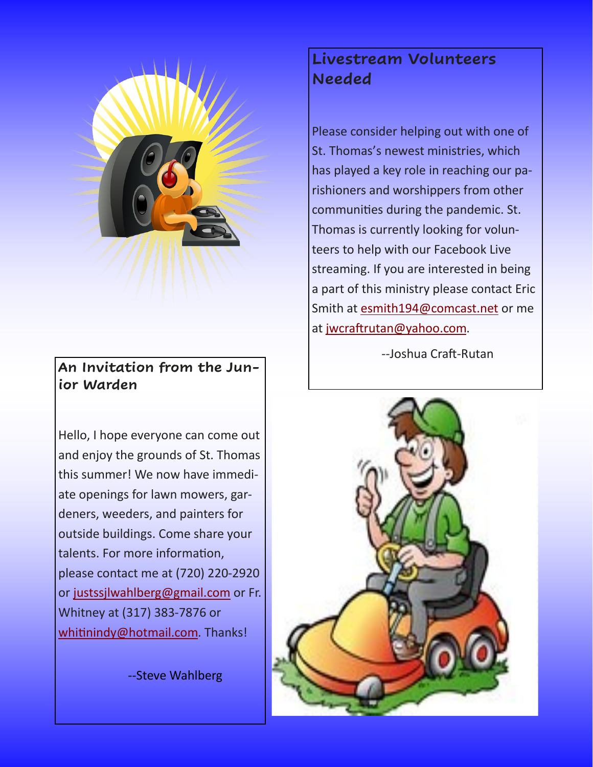## Livestream Volunteers Needed

Please consider helping out with one of St. Thomas's newest ministries, which has played a key role in reaching our parishioners and worshippers from other communities during the pandemic. St. Thomas is currently looking for volunteers to help with our Facebook Live streaming. If you are interested in being a part of this ministry please contact Eric Smith at esmith194@comcast.net or me at jwcraftrutan@yahoo.com.

--Joshua Craft-Rutan

## An Invitation from the Junior Warden

Hello, I hope everyone can come out and enjoy the grounds of St. Thomas this summer! We now have immediate openings for lawn mowers, gardeners, weeders, and painters for outside buildings. Come share your talents. For more information, please contact me at (720) 220-2920 or justssjlwahlberg@gmail.com or Fr. Whitney at (317) 383-7876 or whitinindy@hotmail.com. Thanks!

--Steve Wahlberg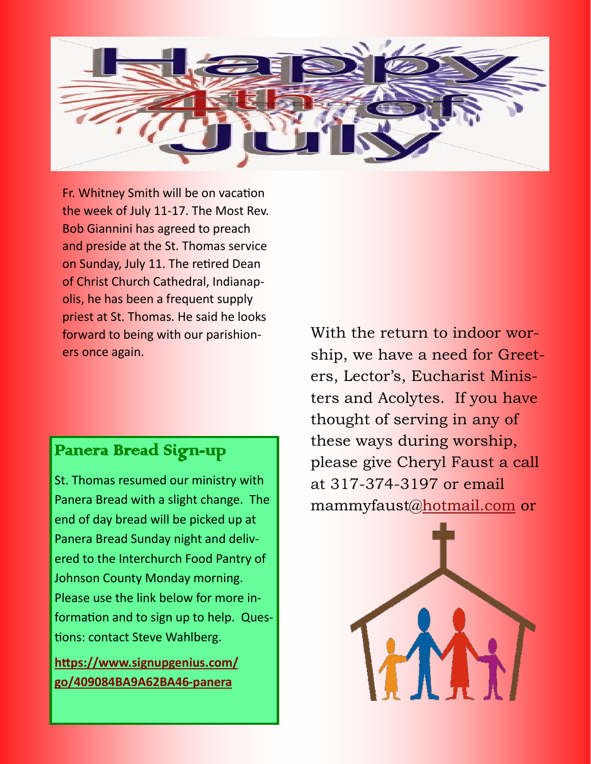# Happy 4th of July

Fr. Whitney Smith will be on vacation the week of July 11-17. The Most Rev. Bob Giannini has agreed to preach and preside at the St. Thomas service on Sunday, July 11. The retired Dean of Christ Church Cathedral, Indianapolis, he has been a frequent supply priest at St. Thomas. He said he looks forward to being with our parishioners once again.

## Panera Bread Sign-up

St. Thomas resumed our ministry with Panera Bread with a slight change. The end of day bread will be picked up at Panera Bread Sunday night and delivered to the Interchurch Food Pantry of Johnson County Monday morning. Please use the link below for more information and to sign up to help. Questions: contact Steve Wahlberg.

**https://www.signupgenius.com/go/409084BA9A62BA46-panera**

With the return to indoor worship, we have a need for Greeters, Lector's, Eucharist Ministers and Acolytes. If you have thought of serving in any of these ways during worship, please give Cheryl Faust a call at 317-374-3197 or email mammyfaust@hotmail.com or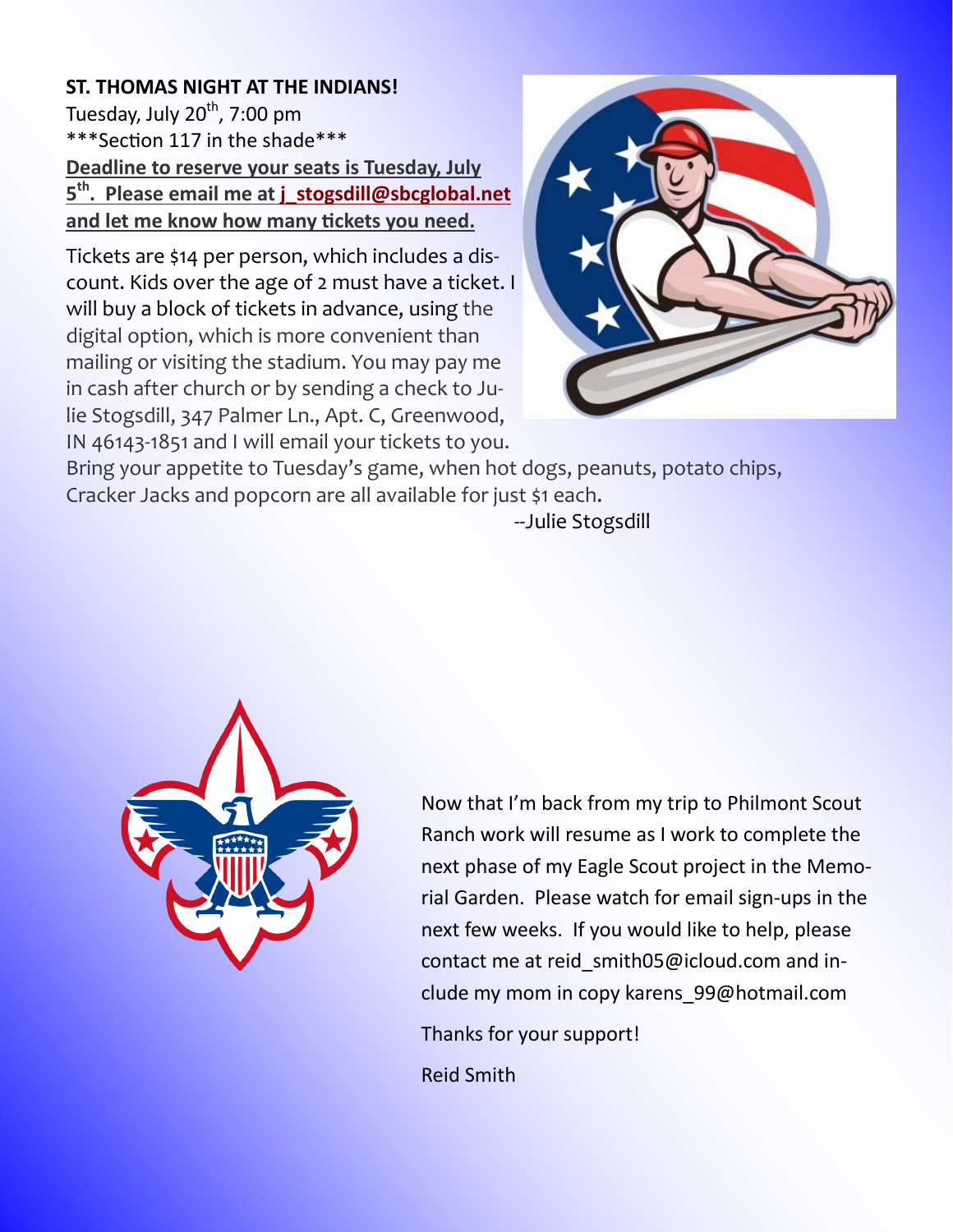**ST. THOMAS NIGHT AT THE INDIANS!**

Tuesday, July 20th, 7:00 pm

\*\*\*Section 117 in the shade\*\*\*

**Deadline to reserve your seats is Tuesday, July 5th. Please email me at j_stogsdill@sbcglobal.net and let me know how many tickets you need.**

Tickets are $14 per person, which includes a discount. Kids over the age of 2 must have a ticket. I will buy a block of tickets in advance, using the digital option, which is more convenient than mailing or visiting the stadium. You may pay me in cash after church or by sending a check to Julie Stogsdill, 347 Palmer Ln., Apt. C, Greenwood, IN 46143-1851 and I will email your tickets to you. Bring your appetite to Tuesday's game, when hot dogs, peanuts, potato chips, Cracker Jacks and popcorn are all available for just $1 each.

--Julie Stogsdill

Now that I'm back from my trip to Philmont Scout Ranch work will resume as I work to complete the next phase of my Eagle Scout project in the Memorial Garden. Please watch for email sign-ups in the next few weeks. If you would like to help, please contact me at reid_smith05@icloud.com and include my mom in copy karens_99@hotmail.com

Thanks for your support!

Reid Smith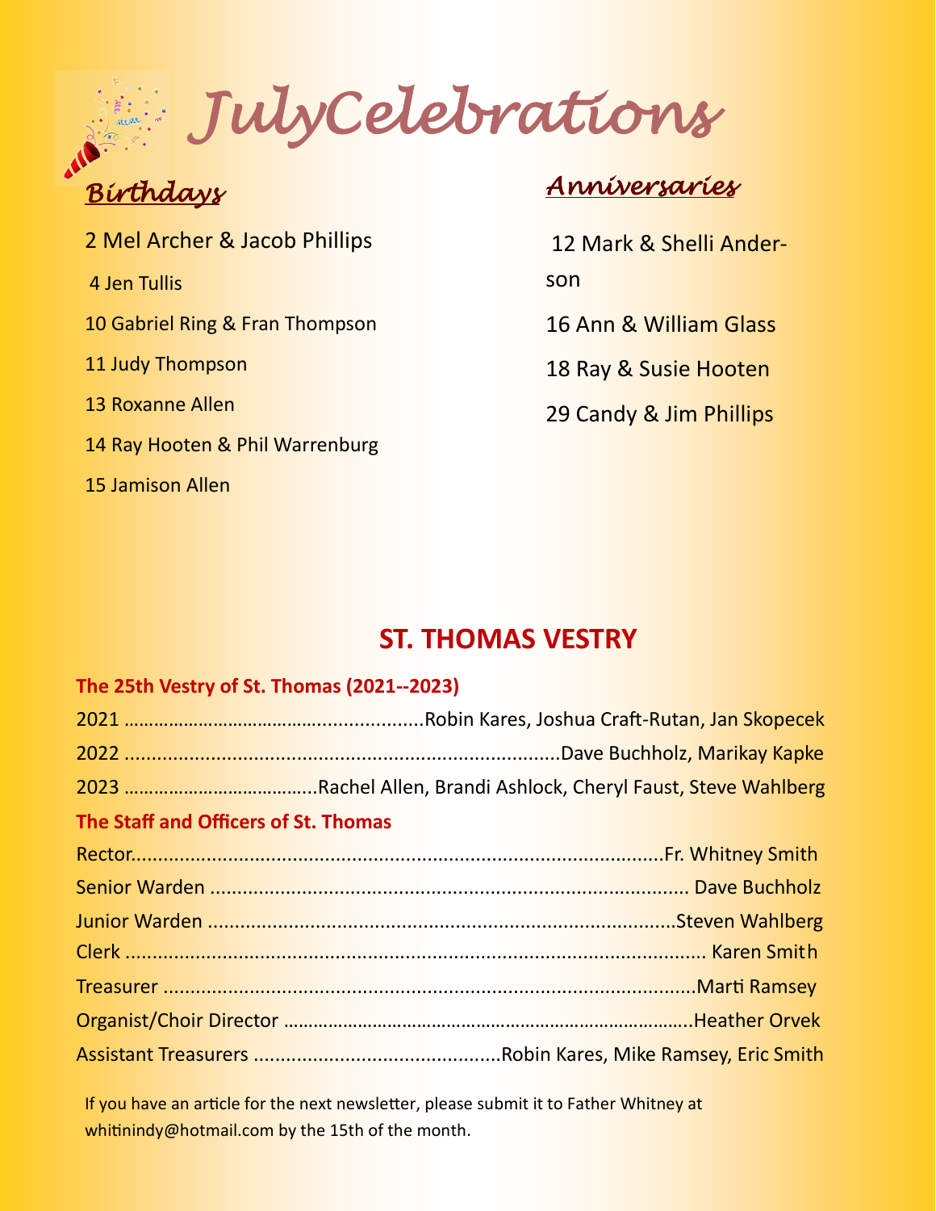# JulyCelebrations

## *Birthdays*

2 Mel Archer & Jacob Phillips

4 Jen Tullis

10 Gabriel Ring & Fran Thompson

11 Judy Thompson

13 Roxanne Allen

14 Ray Hooten & Phil Warrenburg

15 Jamison Allen

## *Anniversaries*

12 Mark & Shelli Anderson

16 Ann & William Glass

18 Ray & Susie Hooten

29 Candy & Jim Phillips

## ST. THOMAS VESTRY

### The 25th Vestry of St. Thomas (2021--2023)

2021 ……………………………….....................Robin Kares, Joshua Craft-Rutan, Jan Skopecek

2022 ................................................................................Dave Buchholz, Marikay Kapke

2023 ………………………………..Rachel Allen, Brandi Ashlock, Cheryl Faust, Steve Wahlberg

### The Staff and Officers of St. Thomas

Rector..................................................................................................Fr. Whitney Smith

Senior Warden ........................................................................................ Dave Buchholz

Junior Warden .......................................................................................Steven Wahlberg

Clerk ............................................................................................................ Karen Smith

Treasurer ...................................................................................................Marti Ramsey

Organist/Choir Director ……………………………………………………………………..Heather Orvek

Assistant Treasurers .............................................Robin Kares, Mike Ramsey, Eric Smith

If you have an article for the next newsletter, please submit it to Father Whitney at whitinindy@hotmail.com by the 15th of the month.